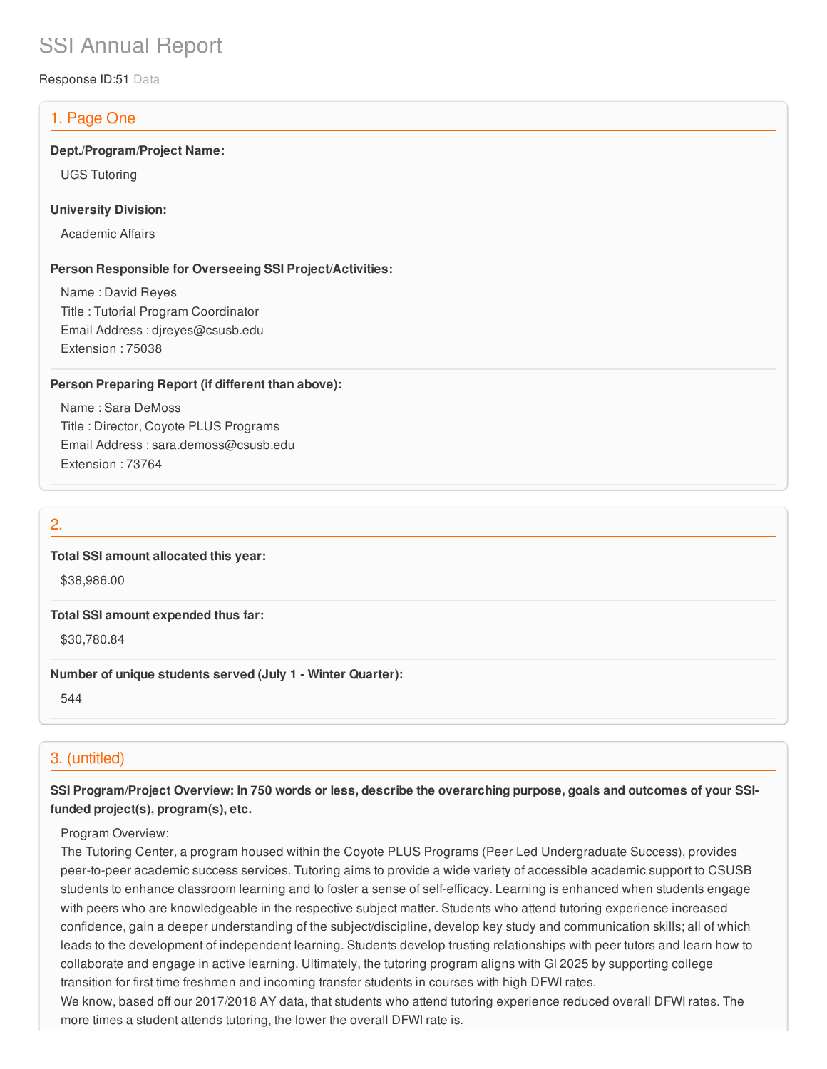# SSI Annual Report

Response ID:51 Data

## 1. Page One

**Dept./Program/Project Name:**

UGS Tutoring

**University Division:**

Academic Affairs

**Person Responsible for Overseeing SSI Project/Activities:**

Name : David Reyes
Title : Tutorial Program Coordinator
Email Address : djreyes@csusb.edu
Extension : 75038

**Person Preparing Report (if different than above):**

Name : Sara DeMoss
Title : Director, Coyote PLUS Programs
Email Address : sara.demoss@csusb.edu
Extension : 73764

## 2.

**Total SSI amount allocated this year:**

$38,986.00

**Total SSI amount expended thus far:**

$30,780.84

**Number of unique students served (July 1 - Winter Quarter):**

544

## 3. (untitled)

**SSI Program/Project Overview: In 750 words or less, describe the overarching purpose, goals and outcomes of your SSI-funded project(s), program(s), etc.**

Program Overview:
The Tutoring Center, a program housed within the Coyote PLUS Programs (Peer Led Undergraduate Success), provides peer-to-peer academic success services. Tutoring aims to provide a wide variety of accessible academic support to CSUSB students to enhance classroom learning and to foster a sense of self-efficacy. Learning is enhanced when students engage with peers who are knowledgeable in the respective subject matter. Students who attend tutoring experience increased confidence, gain a deeper understanding of the subject/discipline, develop key study and communication skills; all of which leads to the development of independent learning. Students develop trusting relationships with peer tutors and learn how to collaborate and engage in active learning. Ultimately, the tutoring program aligns with GI 2025 by supporting college transition for first time freshmen and incoming transfer students in courses with high DFWI rates.
We know, based off our 2017/2018 AY data, that students who attend tutoring experience reduced overall DFWI rates. The more times a student attends tutoring, the lower the overall DFWI rate is.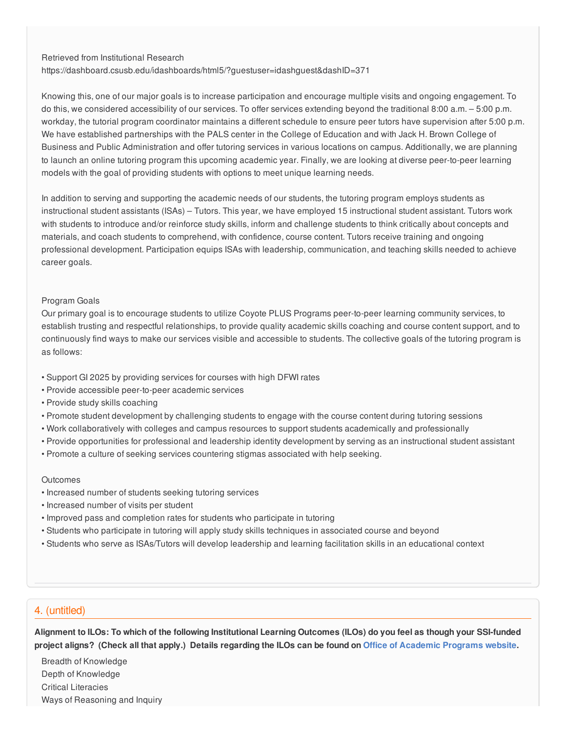Retrieved from Institutional Research
https://dashboard.csusb.edu/idashboards/html5/?guestuser=idashguest&dashID=371

Knowing this, one of our major goals is to increase participation and encourage multiple visits and ongoing engagement. To do this, we considered accessibility of our services. To offer services extending beyond the traditional 8:00 a.m. – 5:00 p.m. workday, the tutorial program coordinator maintains a different schedule to ensure peer tutors have supervision after 5:00 p.m. We have established partnerships with the PALS center in the College of Education and with Jack H. Brown College of Business and Public Administration and offer tutoring services in various locations on campus. Additionally, we are planning to launch an online tutoring program this upcoming academic year. Finally, we are looking at diverse peer-to-peer learning models with the goal of providing students with options to meet unique learning needs.

In addition to serving and supporting the academic needs of our students, the tutoring program employs students as instructional student assistants (ISAs) – Tutors. This year, we have employed 15 instructional student assistant. Tutors work with students to introduce and/or reinforce study skills, inform and challenge students to think critically about concepts and materials, and coach students to comprehend, with confidence, course content. Tutors receive training and ongoing professional development. Participation equips ISAs with leadership, communication, and teaching skills needed to achieve career goals.

Program Goals
Our primary goal is to encourage students to utilize Coyote PLUS Programs peer-to-peer learning community services, to establish trusting and respectful relationships, to provide quality academic skills coaching and course content support, and to continuously find ways to make our services visible and accessible to students. The collective goals of the tutoring program is as follows:

- Support GI 2025 by providing services for courses with high DFWI rates
- Provide accessible peer-to-peer academic services
- Provide study skills coaching
- Promote student development by challenging students to engage with the course content during tutoring sessions
- Work collaboratively with colleges and campus resources to support students academically and professionally
- Provide opportunities for professional and leadership identity development by serving as an instructional student assistant
- Promote a culture of seeking services countering stigmas associated with help seeking.

Outcomes
- Increased number of students seeking tutoring services
- Increased number of visits per student
- Improved pass and completion rates for students who participate in tutoring
- Students who participate in tutoring will apply study skills techniques in associated course and beyond
- Students who serve as ISAs/Tutors will develop leadership and learning facilitation skills in an educational context

## 4. (untitled)

**Alignment to ILOs: To which of the following Institutional Learning Outcomes (ILOs) do you feel as though your SSI-funded project aligns? (Check all that apply.) Details regarding the ILOs can be found on Office of Academic Programs website.**

Breadth of Knowledge
Depth of Knowledge
Critical Literacies
Ways of Reasoning and Inquiry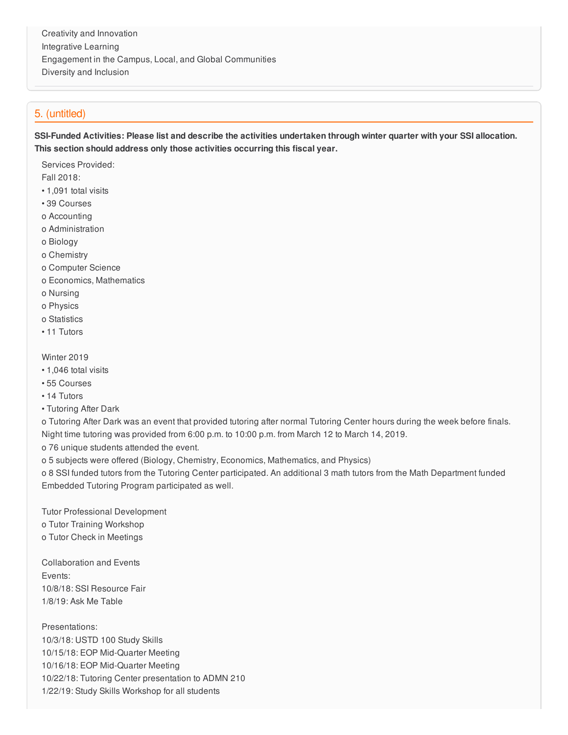Creativity and Innovation
Integrative Learning
Engagement in the Campus, Local, and Global Communities
Diversity and Inclusion

## 5. (untitled)

**SSI-Funded Activities: Please list and describe the activities undertaken through winter quarter with your SSI allocation. This section should address only those activities occurring this fiscal year.**

Services Provided:
Fall 2018:
• 1,091 total visits
• 39 Courses
o Accounting
o Administration
o Biology
o Chemistry
o Computer Science
o Economics, Mathematics
o Nursing
o Physics
o Statistics
• 11 Tutors

Winter 2019
• 1,046 total visits
• 55 Courses
• 14 Tutors
• Tutoring After Dark
o Tutoring After Dark was an event that provided tutoring after normal Tutoring Center hours during the week before finals. Night time tutoring was provided from 6:00 p.m. to 10:00 p.m. from March 12 to March 14, 2019.
o 76 unique students attended the event.
o 5 subjects were offered (Biology, Chemistry, Economics, Mathematics, and Physics)
o 8 SSI funded tutors from the Tutoring Center participated. An additional 3 math tutors from the Math Department funded Embedded Tutoring Program participated as well.

Tutor Professional Development
o Tutor Training Workshop
o Tutor Check in Meetings

Collaboration and Events
Events:
10/8/18: SSI Resource Fair
1/8/19: Ask Me Table

Presentations:
10/3/18: USTD 100 Study Skills
10/15/18: EOP Mid-Quarter Meeting
10/16/18: EOP Mid-Quarter Meeting
10/22/18: Tutoring Center presentation to ADMN 210
1/22/19: Study Skills Workshop for all students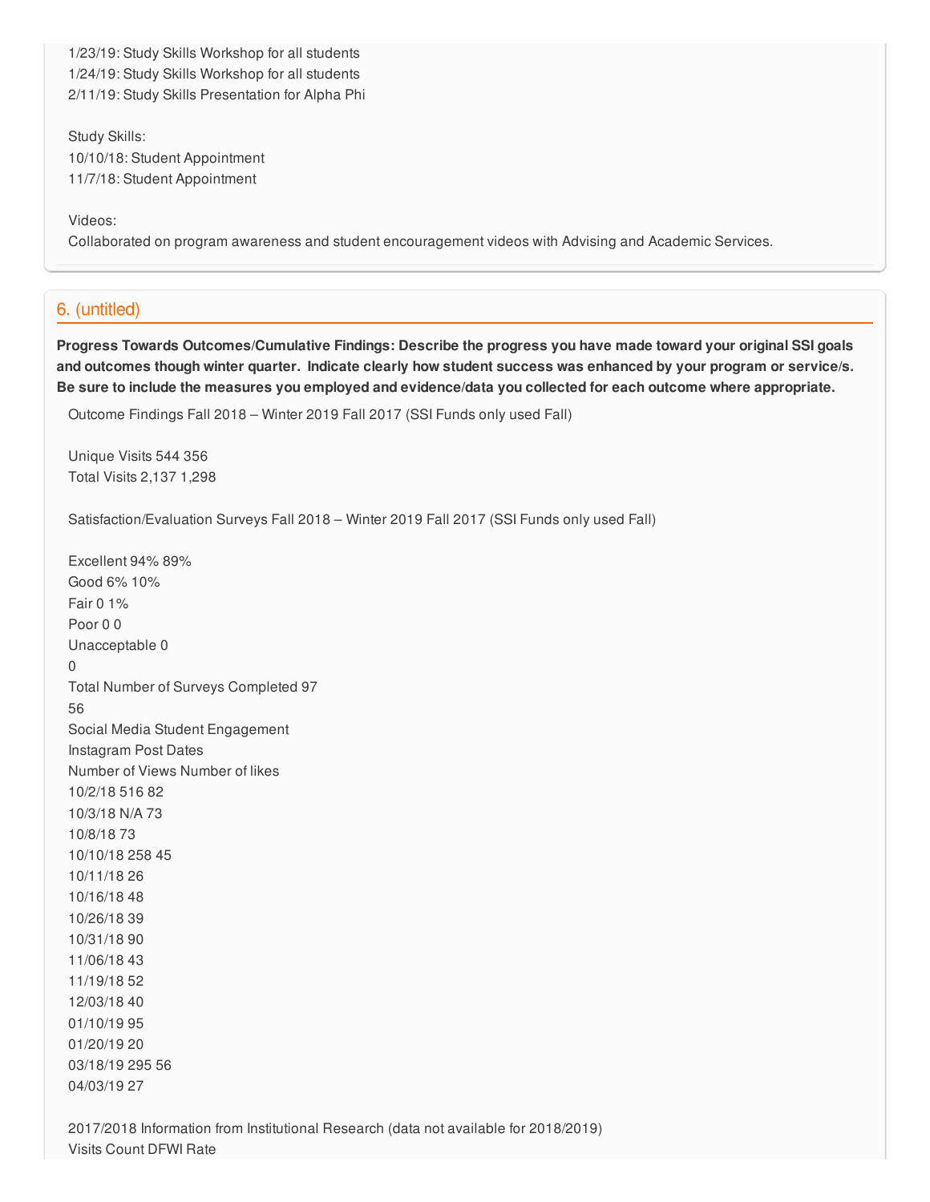1/23/19: Study Skills Workshop for all students
1/24/19: Study Skills Workshop for all students
2/11/19: Study Skills Presentation for Alpha Phi

Study Skills:
10/10/18: Student Appointment
11/7/18: Student Appointment

Videos:
Collaborated on program awareness and student encouragement videos with Advising and Academic Services.

## 6. (untitled)

**Progress Towards Outcomes/Cumulative Findings: Describe the progress you have made toward your original SSI goals and outcomes though winter quarter. Indicate clearly how student success was enhanced by your program or service/s. Be sure to include the measures you employed and evidence/data you collected for each outcome where appropriate.**

Outcome Findings Fall 2018 – Winter 2019 Fall 2017 (SSI Funds only used Fall)

Unique Visits 544 356
Total Visits 2,137 1,298

Satisfaction/Evaluation Surveys Fall 2018 – Winter 2019 Fall 2017 (SSI Funds only used Fall)

Excellent 94% 89%
Good 6% 10%
Fair 0 1%
Poor 0 0
Unacceptable 0
0
Total Number of Surveys Completed 97
56
Social Media Student Engagement
Instagram Post Dates
Number of Views Number of likes
10/2/18 516 82
10/3/18 N/A 73
10/8/18 73
10/10/18 258 45
10/11/18 26
10/16/18 48
10/26/18 39
10/31/18 90
11/06/18 43
11/19/18 52
12/03/18 40
01/10/19 95
01/20/19 20
03/18/19 295 56
04/03/19 27

2017/2018 Information from Institutional Research (data not available for 2018/2019)
Visits Count DFWI Rate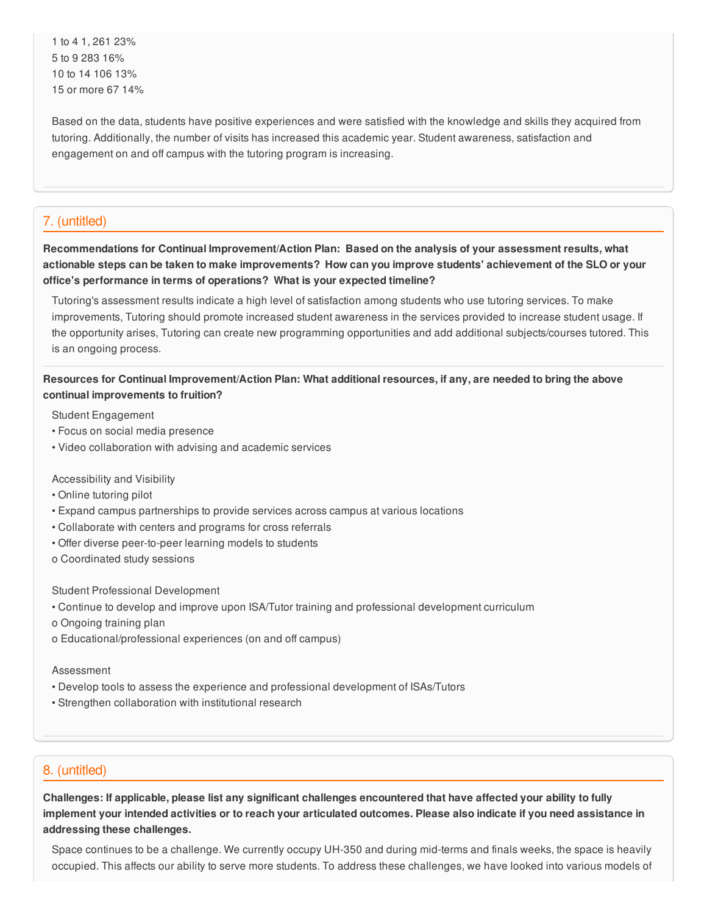1 to 4 1, 261 23%
5 to 9 283 16%
10 to 14 106 13%
15 or more 67 14%

Based on the data, students have positive experiences and were satisfied with the knowledge and skills they acquired from tutoring. Additionally, the number of visits has increased this academic year. Student awareness, satisfaction and engagement on and off campus with the tutoring program is increasing.

## 7. (untitled)

**Recommendations for Continual Improvement/Action Plan: Based on the analysis of your assessment results, what actionable steps can be taken to make improvements? How can you improve students' achievement of the SLO or your office's performance in terms of operations? What is your expected timeline?**

Tutoring's assessment results indicate a high level of satisfaction among students who use tutoring services. To make improvements, Tutoring should promote increased student awareness in the services provided to increase student usage. If the opportunity arises, Tutoring can create new programming opportunities and add additional subjects/courses tutored. This is an ongoing process.

**Resources for Continual Improvement/Action Plan: What additional resources, if any, are needed to bring the above continual improvements to fruition?**

Student Engagement
• Focus on social media presence
• Video collaboration with advising and academic services

Accessibility and Visibility
• Online tutoring pilot
• Expand campus partnerships to provide services across campus at various locations
• Collaborate with centers and programs for cross referrals
• Offer diverse peer-to-peer learning models to students
o Coordinated study sessions

Student Professional Development
• Continue to develop and improve upon ISA/Tutor training and professional development curriculum
o Ongoing training plan
o Educational/professional experiences (on and off campus)

Assessment
• Develop tools to assess the experience and professional development of ISAs/Tutors
• Strengthen collaboration with institutional research

## 8. (untitled)

**Challenges: If applicable, please list any significant challenges encountered that have affected your ability to fully implement your intended activities or to reach your articulated outcomes. Please also indicate if you need assistance in addressing these challenges.**

Space continues to be a challenge. We currently occupy UH-350 and during mid-terms and finals weeks, the space is heavily occupied. This affects our ability to serve more students. To address these challenges, we have looked into various models of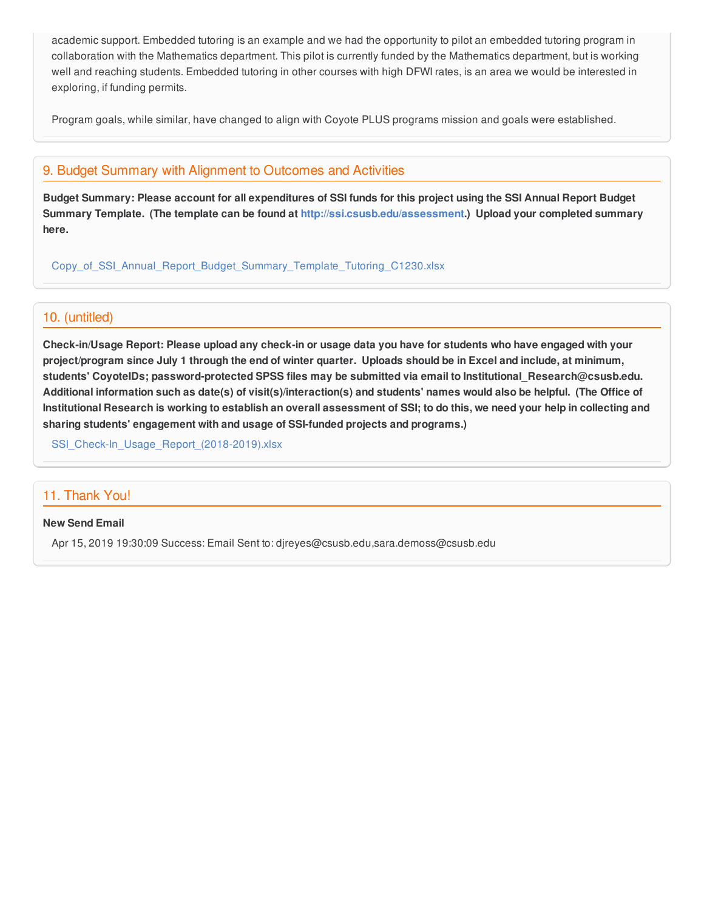academic support. Embedded tutoring is an example and we had the opportunity to pilot an embedded tutoring program in collaboration with the Mathematics department. This pilot is currently funded by the Mathematics department, but is working well and reaching students. Embedded tutoring in other courses with high DFWI rates, is an area we would be interested in exploring, if funding permits.

Program goals, while similar, have changed to align with Coyote PLUS programs mission and goals were established.

## 9. Budget Summary with Alignment to Outcomes and Activities

**Budget Summary: Please account for all expenditures of SSI funds for this project using the SSI Annual Report Budget Summary Template. (The template can be found at http://ssi.csusb.edu/assessment.) Upload your completed summary here.**

Copy_of_SSI_Annual_Report_Budget_Summary_Template_Tutoring_C1230.xlsx

## 10. (untitled)

**Check-in/Usage Report: Please upload any check-in or usage data you have for students who have engaged with your project/program since July 1 through the end of winter quarter. Uploads should be in Excel and include, at minimum, students' CoyoteIDs; password-protected SPSS files may be submitted via email to Institutional_Research@csusb.edu. Additional information such as date(s) of visit(s)/interaction(s) and students' names would also be helpful. (The Office of Institutional Research is working to establish an overall assessment of SSI; to do this, we need your help in collecting and sharing students' engagement with and usage of SSI-funded projects and programs.)**

SSI_Check-In_Usage_Report_(2018-2019).xlsx

## 11. Thank You!

**New Send Email**

Apr 15, 2019 19:30:09 Success: Email Sent to: djreyes@csusb.edu,sara.demoss@csusb.edu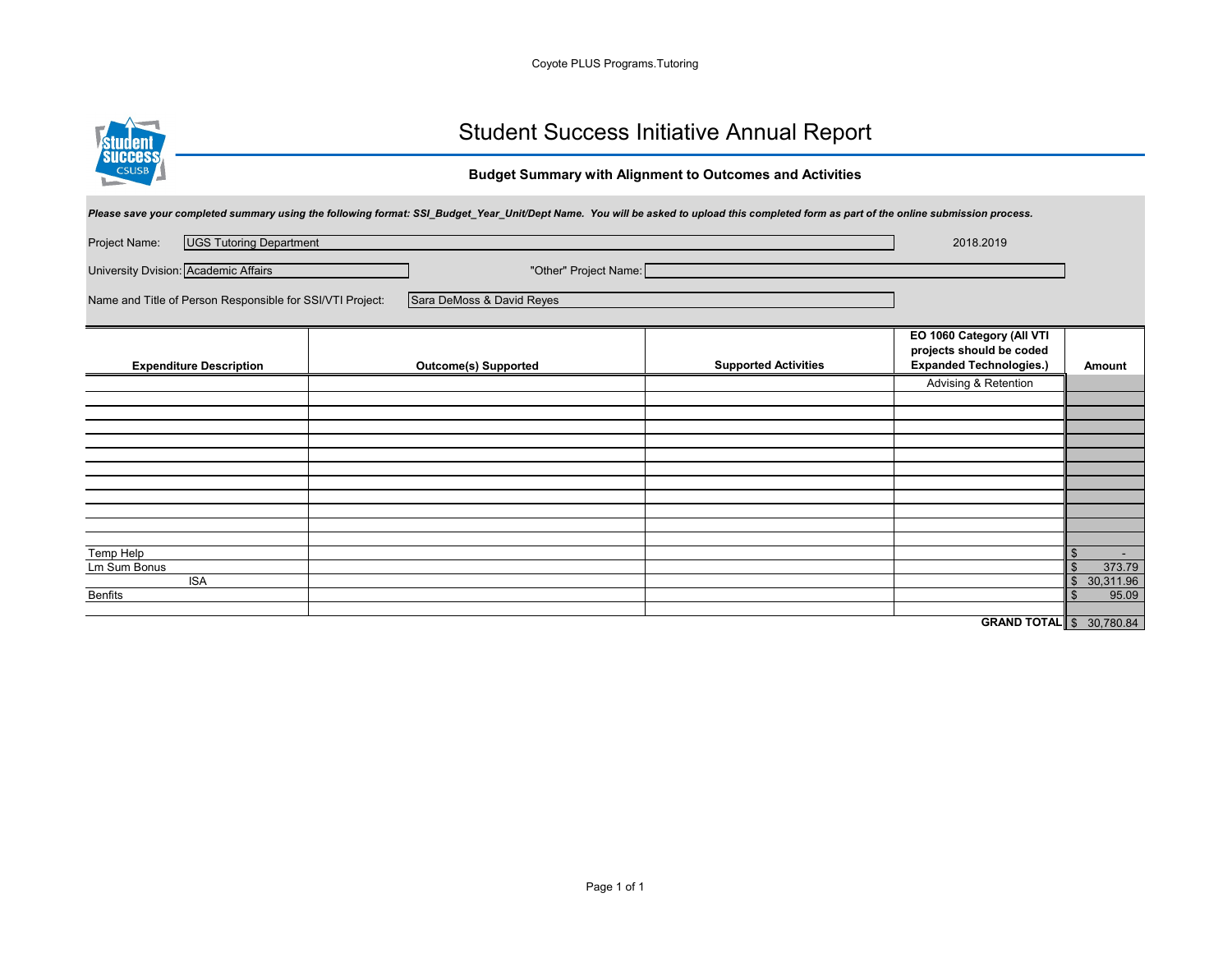# Student Success Initiative Annual Report

## Budget Summary with Alignment to Outcomes and Activities

***Please save your completed summary using the following format: SSI_Budget_Year_Unit/Dept Name. You will be asked to upload this completed form as part of the online submission process.***

Project Name: UGS Tutoring Department 2018.2019

University Dvision: Academic Affairs "Other" Project Name:

Name and Title of Person Responsible for SSI/VTI Project: Sara DeMoss & David Reyes

| Expenditure Description | Outcome(s) Supported | Supported Activities | EO 1060 Category (All VTI projects should be coded Expanded Technologies.) | Amount |
|---|---|---|---|---|
| | | | Advising & Retention | |
| | | | | |
| | | | | |
| | | | | |
| | | | | |
| | | | | |
| | | | | |
| | | | | |
| | | | | |
| | | | | |
| | | | | |
| Temp Help | | | | $ - |
| Lm Sum Bonus | | | | $ 373.79 |
| ISA | | | | $ 30,311.96 |
| Benfits | | | | $ 95.09 |
| | | | | |
| | | | **GRAND TOTAL** | $ 30,780.84 |